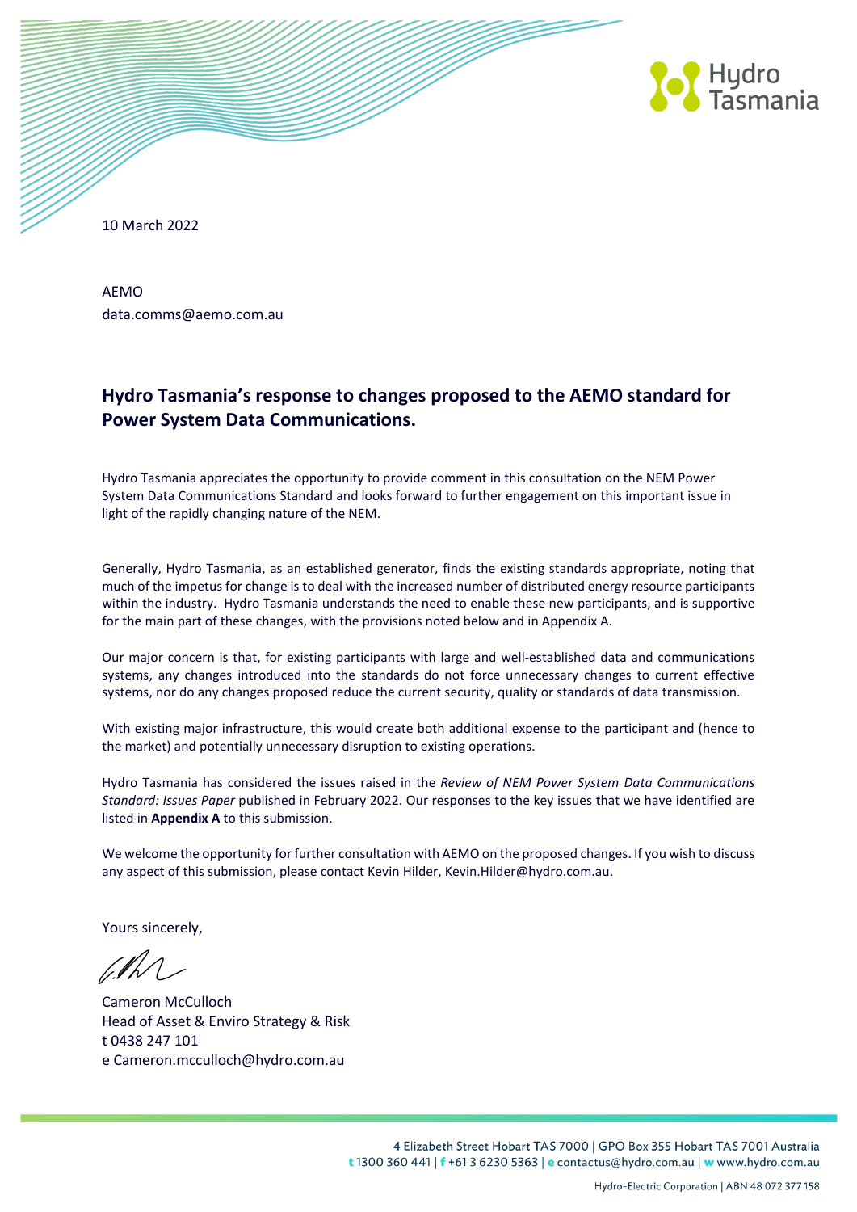10 March 2022

AEMO
data.comms@aemo.com.au

## Hydro Tasmania's response to changes proposed to the AEMO standard for Power System Data Communications.

Hydro Tasmania appreciates the opportunity to provide comment in this consultation on the NEM Power System Data Communications Standard and looks forward to further engagement on this important issue in light of the rapidly changing nature of the NEM.

Generally, Hydro Tasmania, as an established generator, finds the existing standards appropriate, noting that much of the impetus for change is to deal with the increased number of distributed energy resource participants within the industry. Hydro Tasmania understands the need to enable these new participants, and is supportive for the main part of these changes, with the provisions noted below and in Appendix A.

Our major concern is that, for existing participants with large and well-established data and communications systems, any changes introduced into the standards do not force unnecessary changes to current effective systems, nor do any changes proposed reduce the current security, quality or standards of data transmission.

With existing major infrastructure, this would create both additional expense to the participant and (hence to the market) and potentially unnecessary disruption to existing operations.

Hydro Tasmania has considered the issues raised in the *Review of NEM Power System Data Communications Standard: Issues Paper* published in February 2022. Our responses to the key issues that we have identified are listed in **Appendix A** to this submission.

We welcome the opportunity for further consultation with AEMO on the proposed changes. If you wish to discuss any aspect of this submission, please contact Kevin Hilder, Kevin.Hilder@hydro.com.au.

Yours sincerely,

Cameron McCulloch
Head of Asset & Enviro Strategy & Risk
t 0438 247 101
e Cameron.mcculloch@hydro.com.au

4 Elizabeth Street Hobart TAS 7000 | GPO Box 355 Hobart TAS 7001 Australia
t 1300 360 441 | f +61 3 6230 5363 | e contactus@hydro.com.au | w www.hydro.com.au

Hydro-Electric Corporation | ABN 48 072 377 158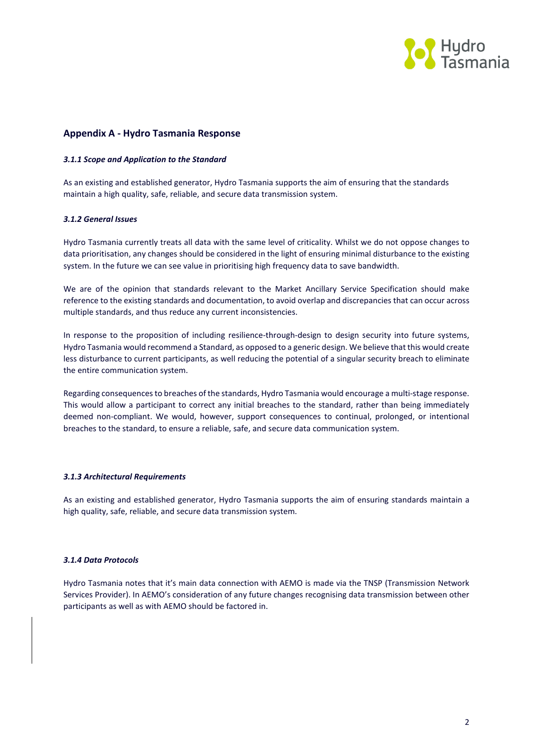## Appendix A - Hydro Tasmania Response

***3.1.1 Scope and Application to the Standard***

As an existing and established generator, Hydro Tasmania supports the aim of ensuring that the standards maintain a high quality, safe, reliable, and secure data transmission system.

***3.1.2 General Issues***

Hydro Tasmania currently treats all data with the same level of criticality. Whilst we do not oppose changes to data prioritisation, any changes should be considered in the light of ensuring minimal disturbance to the existing system. In the future we can see value in prioritising high frequency data to save bandwidth.

We are of the opinion that standards relevant to the Market Ancillary Service Specification should make reference to the existing standards and documentation, to avoid overlap and discrepancies that can occur across multiple standards, and thus reduce any current inconsistencies.

In response to the proposition of including resilience-through-design to design security into future systems, Hydro Tasmania would recommend a Standard, as opposed to a generic design. We believe that this would create less disturbance to current participants, as well reducing the potential of a singular security breach to eliminate the entire communication system.

Regarding consequences to breaches of the standards, Hydro Tasmania would encourage a multi-stage response. This would allow a participant to correct any initial breaches to the standard, rather than being immediately deemed non-compliant. We would, however, support consequences to continual, prolonged, or intentional breaches to the standard, to ensure a reliable, safe, and secure data communication system.

***3.1.3 Architectural Requirements***

As an existing and established generator, Hydro Tasmania supports the aim of ensuring standards maintain a high quality, safe, reliable, and secure data transmission system.

***3.1.4 Data Protocols***

Hydro Tasmania notes that it's main data connection with AEMO is made via the TNSP (Transmission Network Services Provider). In AEMO's consideration of any future changes recognising data transmission between other participants as well as with AEMO should be factored in.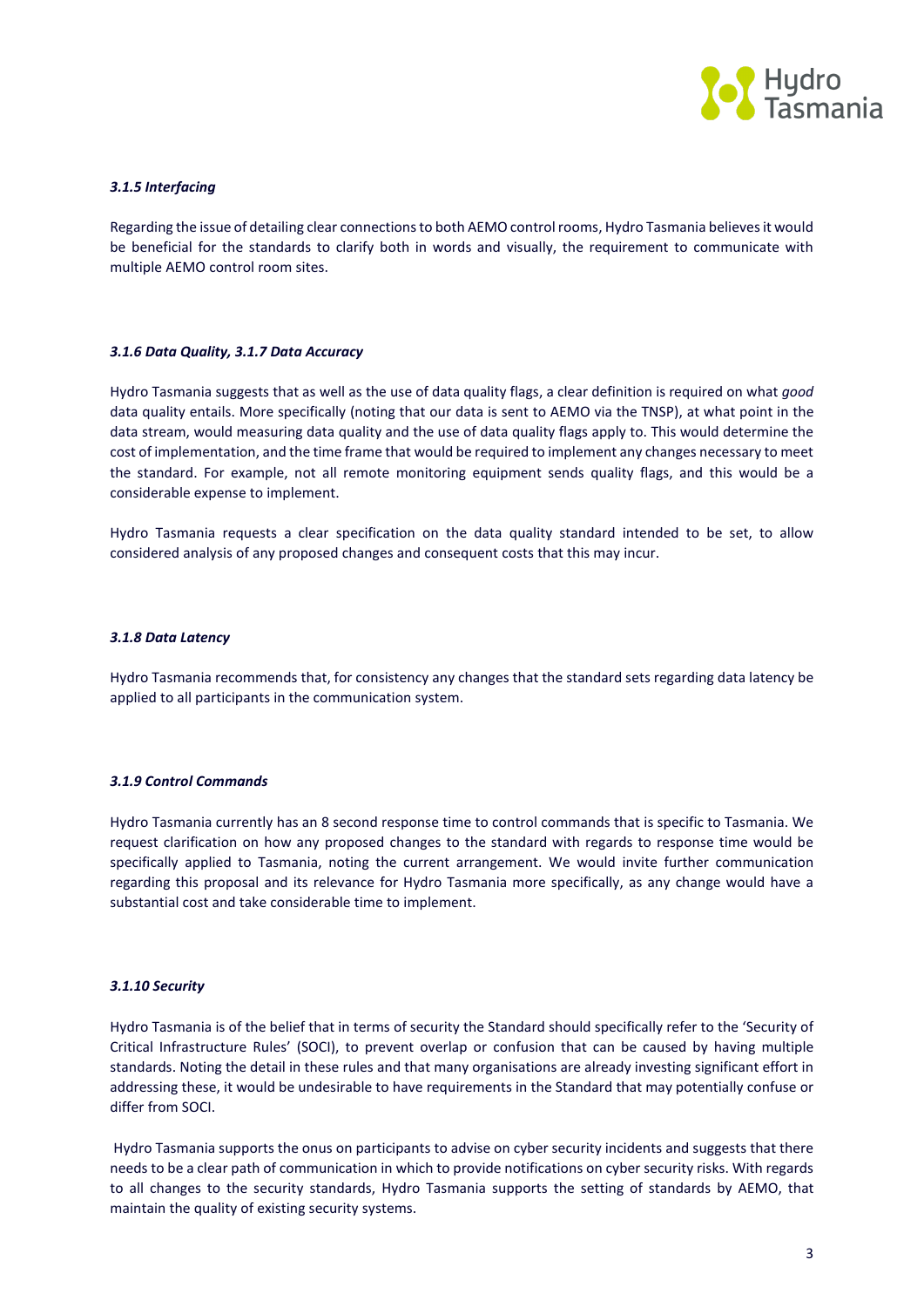### *3.1.5 Interfacing*

Regarding the issue of detailing clear connections to both AEMO control rooms, Hydro Tasmania believes it would be beneficial for the standards to clarify both in words and visually, the requirement to communicate with multiple AEMO control room sites.

### *3.1.6 Data Quality, 3.1.7 Data Accuracy*

Hydro Tasmania suggests that as well as the use of data quality flags, a clear definition is required on what *good* data quality entails. More specifically (noting that our data is sent to AEMO via the TNSP), at what point in the data stream, would measuring data quality and the use of data quality flags apply to. This would determine the cost of implementation, and the time frame that would be required to implement any changes necessary to meet the standard. For example, not all remote monitoring equipment sends quality flags, and this would be a considerable expense to implement.

Hydro Tasmania requests a clear specification on the data quality standard intended to be set, to allow considered analysis of any proposed changes and consequent costs that this may incur.

### *3.1.8 Data Latency*

Hydro Tasmania recommends that, for consistency any changes that the standard sets regarding data latency be applied to all participants in the communication system.

### *3.1.9 Control Commands*

Hydro Tasmania currently has an 8 second response time to control commands that is specific to Tasmania. We request clarification on how any proposed changes to the standard with regards to response time would be specifically applied to Tasmania, noting the current arrangement. We would invite further communication regarding this proposal and its relevance for Hydro Tasmania more specifically, as any change would have a substantial cost and take considerable time to implement.

### *3.1.10 Security*

Hydro Tasmania is of the belief that in terms of security the Standard should specifically refer to the 'Security of Critical Infrastructure Rules' (SOCI), to prevent overlap or confusion that can be caused by having multiple standards. Noting the detail in these rules and that many organisations are already investing significant effort in addressing these, it would be undesirable to have requirements in the Standard that may potentially confuse or differ from SOCI.

Hydro Tasmania supports the onus on participants to advise on cyber security incidents and suggests that there needs to be a clear path of communication in which to provide notifications on cyber security risks. With regards to all changes to the security standards, Hydro Tasmania supports the setting of standards by AEMO, that maintain the quality of existing security systems.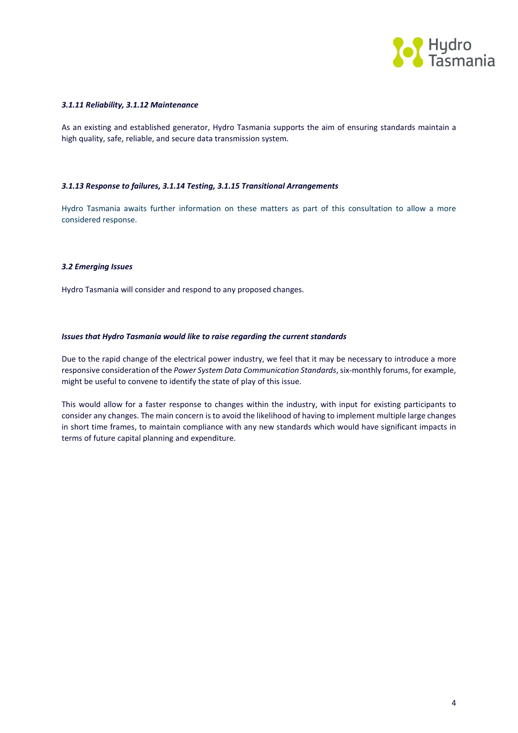***3.1.11 Reliability, 3.1.12 Maintenance***

As an existing and established generator, Hydro Tasmania supports the aim of ensuring standards maintain a high quality, safe, reliable, and secure data transmission system.

***3.1.13 Response to failures, 3.1.14 Testing, 3.1.15 Transitional Arrangements***

Hydro Tasmania awaits further information on these matters as part of this consultation to allow a more considered response.

***3.2 Emerging Issues***

Hydro Tasmania will consider and respond to any proposed changes.

***Issues that Hydro Tasmania would like to raise regarding the current standards***

Due to the rapid change of the electrical power industry, we feel that it may be necessary to introduce a more responsive consideration of the *Power System Data Communication Standards*, six-monthly forums, for example, might be useful to convene to identify the state of play of this issue.

This would allow for a faster response to changes within the industry, with input for existing participants to consider any changes. The main concern is to avoid the likelihood of having to implement multiple large changes in short time frames, to maintain compliance with any new standards which would have significant impacts in terms of future capital planning and expenditure.